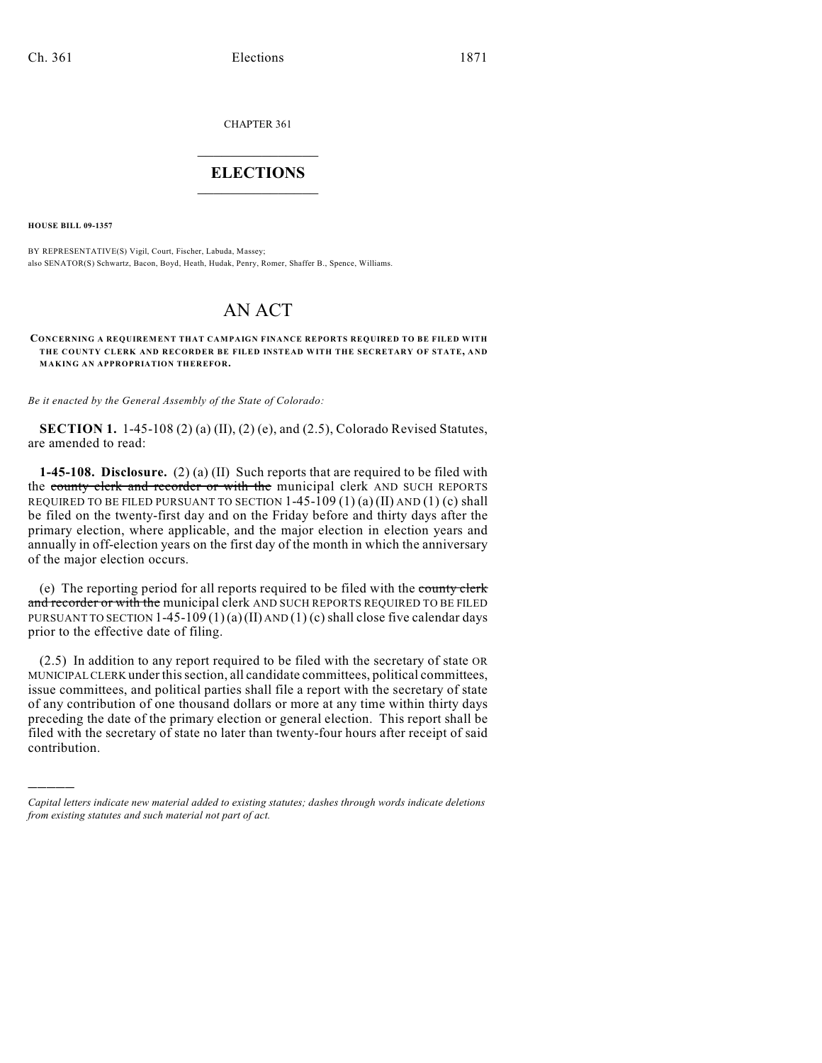CHAPTER 361

# ELECTIONS

**HOUSE BILL 09-1357**

BY REPRESENTATIVE(S) Vigil, Court, Fischer, Labuda, Massey;
also SENATOR(S) Schwartz, Bacon, Boyd, Heath, Hudak, Penry, Romer, Shaffer B., Spence, Williams.

# AN ACT

**CONCERNING A REQUIREMENT THAT CAMPAIGN FINANCE REPORTS REQUIRED TO BE FILED WITH THE COUNTY CLERK AND RECORDER BE FILED INSTEAD WITH THE SECRETARY OF STATE, AND MAKING AN APPROPRIATION THEREFOR.**

*Be it enacted by the General Assembly of the State of Colorado:*

**SECTION 1.** 1-45-108 (2) (a) (II), (2) (e), and (2.5), Colorado Revised Statutes, are amended to read:

**1-45-108. Disclosure.** (2) (a) (II) Such reports that are required to be filed with the ~~county clerk and recorder or with the~~ municipal clerk AND SUCH REPORTS REQUIRED TO BE FILED PURSUANT TO SECTION 1-45-109 (1) (a) (II) AND (1) (c) shall be filed on the twenty-first day and on the Friday before and thirty days after the primary election, where applicable, and the major election in election years and annually in off-election years on the first day of the month in which the anniversary of the major election occurs.

(e) The reporting period for all reports required to be filed with the ~~county clerk and recorder or with the~~ municipal clerk AND SUCH REPORTS REQUIRED TO BE FILED PURSUANT TO SECTION 1-45-109 (1) (a) (II) AND (1) (c) shall close five calendar days prior to the effective date of filing.

(2.5) In addition to any report required to be filed with the secretary of state OR MUNICIPAL CLERK under this section, all candidate committees, political committees, issue committees, and political parties shall file a report with the secretary of state of any contribution of one thousand dollars or more at any time within thirty days preceding the date of the primary election or general election. This report shall be filed with the secretary of state no later than twenty-four hours after receipt of said contribution.

---

*Capital letters indicate new material added to existing statutes; dashes through words indicate deletions from existing statutes and such material not part of act.*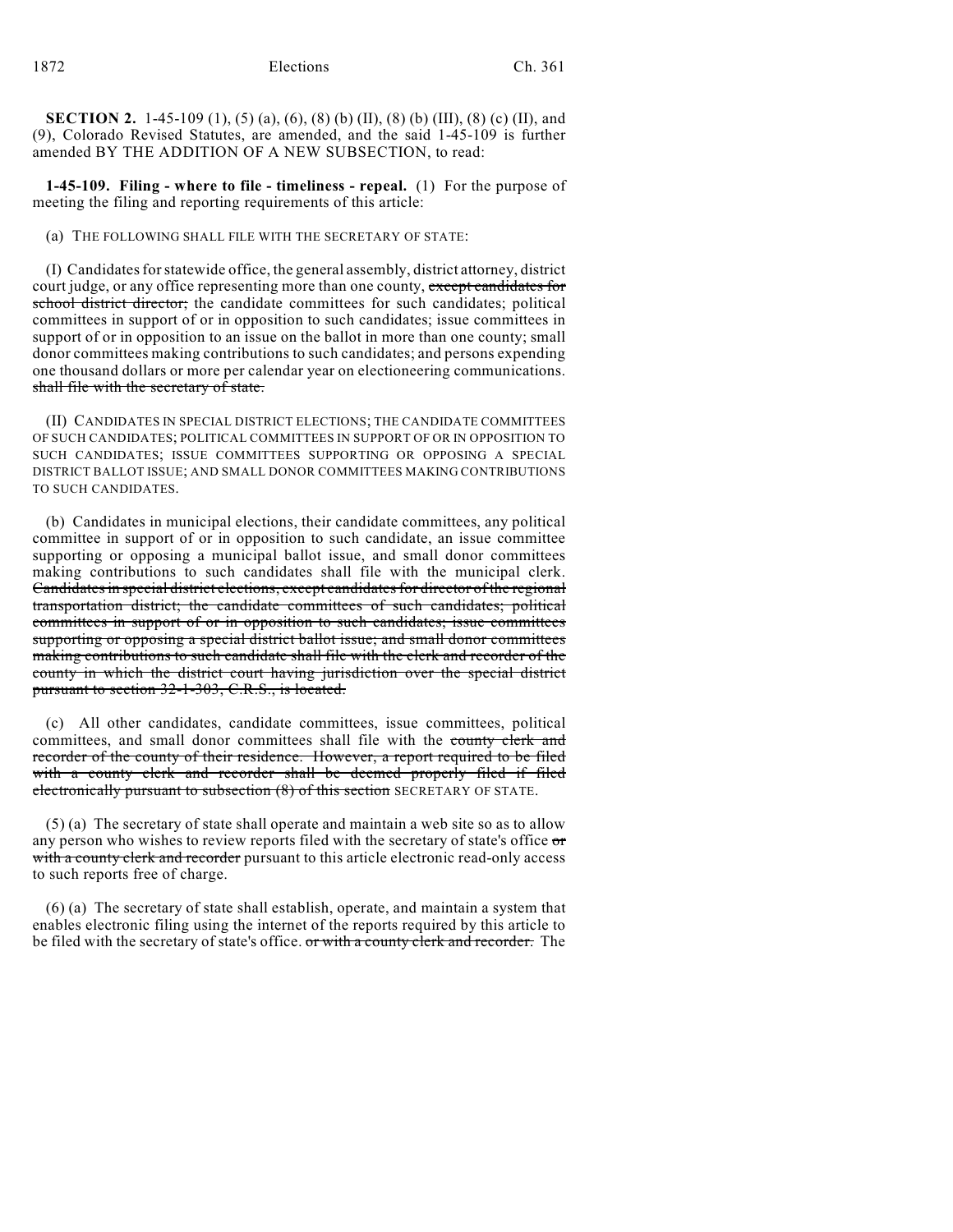**SECTION 2.** 1-45-109 (1), (5) (a), (6), (8) (b) (II), (8) (b) (III), (8) (c) (II), and (9), Colorado Revised Statutes, are amended, and the said 1-45-109 is further amended BY THE ADDITION OF A NEW SUBSECTION, to read:

**1-45-109. Filing - where to file - timeliness - repeal.** (1) For the purpose of meeting the filing and reporting requirements of this article:

(a) THE FOLLOWING SHALL FILE WITH THE SECRETARY OF STATE:

(I) Candidates for statewide office, the general assembly, district attorney, district court judge, or any office representing more than one county, ~~except candidates for school district director;~~ the candidate committees for such candidates; political committees in support of or in opposition to such candidates; issue committees in support of or in opposition to an issue on the ballot in more than one county; small donor committees making contributions to such candidates; and persons expending one thousand dollars or more per calendar year on electioneering communications. ~~shall file with the secretary of state.~~

(II) CANDIDATES IN SPECIAL DISTRICT ELECTIONS; THE CANDIDATE COMMITTEES OF SUCH CANDIDATES; POLITICAL COMMITTEES IN SUPPORT OF OR IN OPPOSITION TO SUCH CANDIDATES; ISSUE COMMITTEES SUPPORTING OR OPPOSING A SPECIAL DISTRICT BALLOT ISSUE; AND SMALL DONOR COMMITTEES MAKING CONTRIBUTIONS TO SUCH CANDIDATES.

(b) Candidates in municipal elections, their candidate committees, any political committee in support of or in opposition to such candidate, an issue committee supporting or opposing a municipal ballot issue, and small donor committees making contributions to such candidates shall file with the municipal clerk. ~~Candidates in special district elections, except candidates for director of the regional transportation district; the candidate committees of such candidates; political committees in support of or in opposition to such candidates; issue committees supporting or opposing a special district ballot issue; and small donor committees making contributions to such candidate shall file with the clerk and recorder of the county in which the district court having jurisdiction over the special district pursuant to section 32-1-303, C.R.S., is located.~~

(c) All other candidates, candidate committees, issue committees, political committees, and small donor committees shall file with the ~~county clerk and recorder of the county of their residence. However, a report required to be filed with a county clerk and recorder shall be deemed properly filed if filed electronically pursuant to subsection (8) of this section~~ SECRETARY OF STATE.

(5) (a) The secretary of state shall operate and maintain a web site so as to allow any person who wishes to review reports filed with the secretary of state's office ~~or with a county clerk and recorder~~ pursuant to this article electronic read-only access to such reports free of charge.

(6) (a) The secretary of state shall establish, operate, and maintain a system that enables electronic filing using the internet of the reports required by this article to be filed with the secretary of state's office. ~~or with a county clerk and recorder.~~ The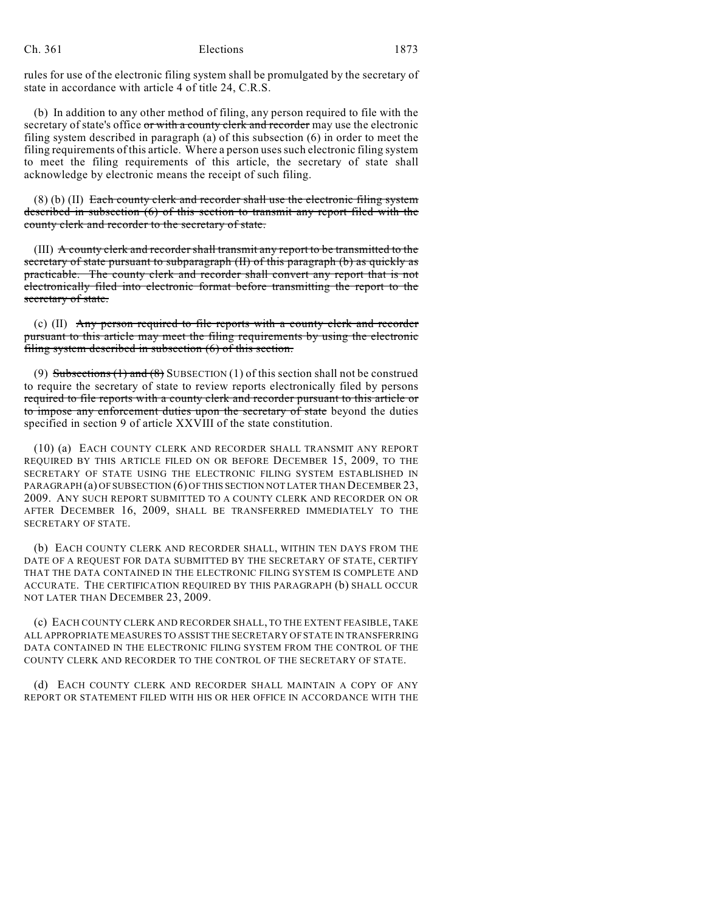rules for use of the electronic filing system shall be promulgated by the secretary of state in accordance with article 4 of title 24, C.R.S.

(b) In addition to any other method of filing, any person required to file with the secretary of state's office ~~or with a county clerk and recorder~~ may use the electronic filing system described in paragraph (a) of this subsection (6) in order to meet the filing requirements of this article. Where a person uses such electronic filing system to meet the filing requirements of this article, the secretary of state shall acknowledge by electronic means the receipt of such filing.

(8) (b) (II) ~~Each county clerk and recorder shall use the electronic filing system described in subsection (6) of this section to transmit any report filed with the county clerk and recorder to the secretary of state.~~

(III) ~~A county clerk and recorder shall transmit any report to be transmitted to the secretary of state pursuant to subparagraph (II) of this paragraph (b) as quickly as practicable. The county clerk and recorder shall convert any report that is not electronically filed into electronic format before transmitting the report to the secretary of state.~~

(c) (II) ~~Any person required to file reports with a county clerk and recorder pursuant to this article may meet the filing requirements by using the electronic filing system described in subsection (6) of this section.~~

(9) ~~Subsections (1) and (8)~~ SUBSECTION (1) of this section shall not be construed to require the secretary of state to review reports electronically filed by persons ~~required to file reports with a county clerk and recorder pursuant to this article or to impose any enforcement duties upon the secretary of state~~ beyond the duties specified in section 9 of article XXVIII of the state constitution.

(10) (a) EACH COUNTY CLERK AND RECORDER SHALL TRANSMIT ANY REPORT REQUIRED BY THIS ARTICLE FILED ON OR BEFORE DECEMBER 15, 2009, TO THE SECRETARY OF STATE USING THE ELECTRONIC FILING SYSTEM ESTABLISHED IN PARAGRAPH (a) OF SUBSECTION (6) OF THIS SECTION NOT LATER THAN DECEMBER 23, 2009. ANY SUCH REPORT SUBMITTED TO A COUNTY CLERK AND RECORDER ON OR AFTER DECEMBER 16, 2009, SHALL BE TRANSFERRED IMMEDIATELY TO THE SECRETARY OF STATE.

(b) EACH COUNTY CLERK AND RECORDER SHALL, WITHIN TEN DAYS FROM THE DATE OF A REQUEST FOR DATA SUBMITTED BY THE SECRETARY OF STATE, CERTIFY THAT THE DATA CONTAINED IN THE ELECTRONIC FILING SYSTEM IS COMPLETE AND ACCURATE. THE CERTIFICATION REQUIRED BY THIS PARAGRAPH (b) SHALL OCCUR NOT LATER THAN DECEMBER 23, 2009.

(c) EACH COUNTY CLERK AND RECORDER SHALL, TO THE EXTENT FEASIBLE, TAKE ALL APPROPRIATE MEASURES TO ASSIST THE SECRETARY OF STATE IN TRANSFERRING DATA CONTAINED IN THE ELECTRONIC FILING SYSTEM FROM THE CONTROL OF THE COUNTY CLERK AND RECORDER TO THE CONTROL OF THE SECRETARY OF STATE.

(d) EACH COUNTY CLERK AND RECORDER SHALL MAINTAIN A COPY OF ANY REPORT OR STATEMENT FILED WITH HIS OR HER OFFICE IN ACCORDANCE WITH THE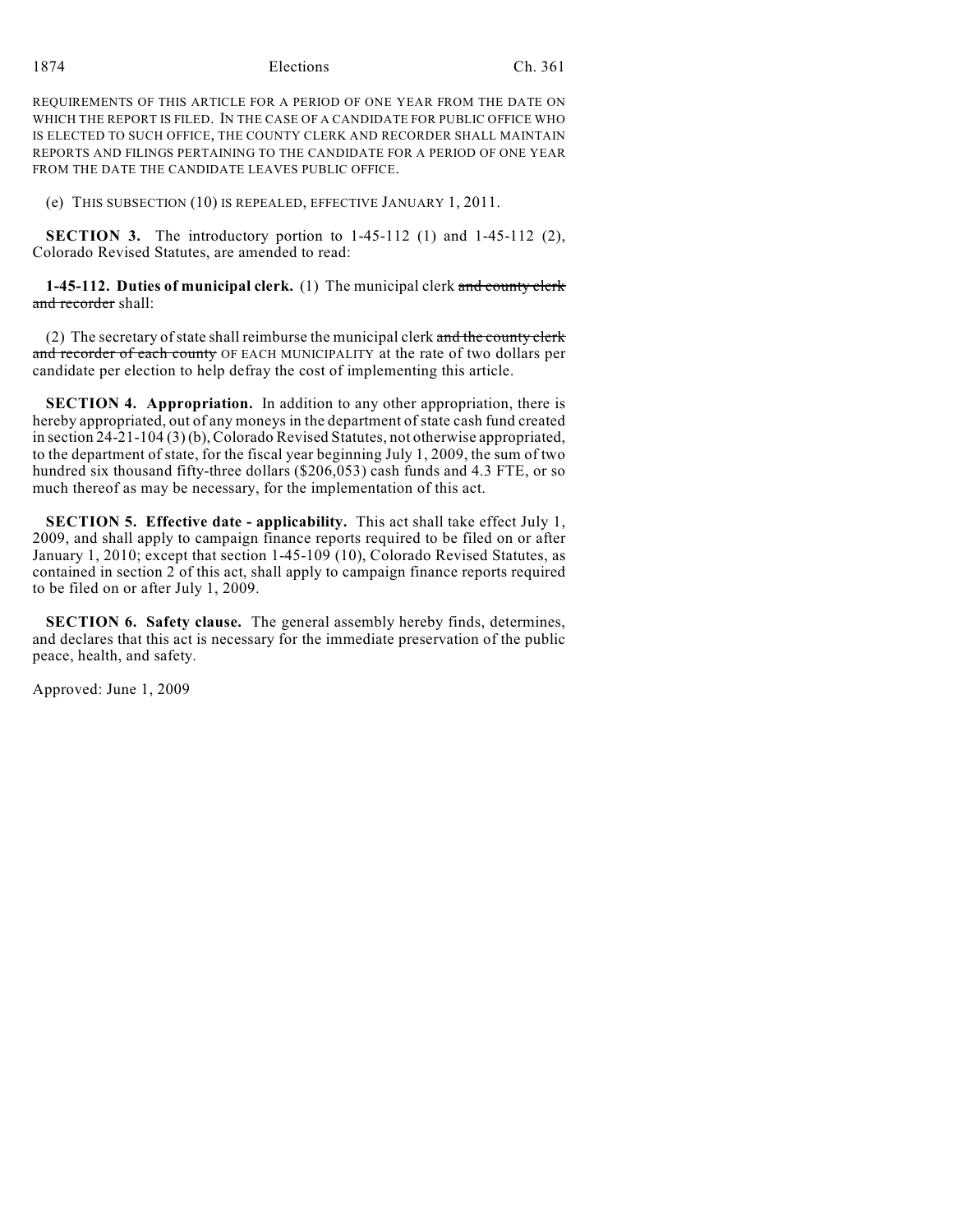REQUIREMENTS OF THIS ARTICLE FOR A PERIOD OF ONE YEAR FROM THE DATE ON WHICH THE REPORT IS FILED. IN THE CASE OF A CANDIDATE FOR PUBLIC OFFICE WHO IS ELECTED TO SUCH OFFICE, THE COUNTY CLERK AND RECORDER SHALL MAINTAIN REPORTS AND FILINGS PERTAINING TO THE CANDIDATE FOR A PERIOD OF ONE YEAR FROM THE DATE THE CANDIDATE LEAVES PUBLIC OFFICE.

(e) THIS SUBSECTION (10) IS REPEALED, EFFECTIVE JANUARY 1, 2011.

**SECTION 3.** The introductory portion to 1-45-112 (1) and 1-45-112 (2), Colorado Revised Statutes, are amended to read:

**1-45-112. Duties of municipal clerk.** (1) The municipal clerk ~~and county clerk and recorder~~ shall:

(2) The secretary of state shall reimburse the municipal clerk ~~and the county clerk and recorder of each county~~ OF EACH MUNICIPALITY at the rate of two dollars per candidate per election to help defray the cost of implementing this article.

**SECTION 4. Appropriation.** In addition to any other appropriation, there is hereby appropriated, out of any moneys in the department of state cash fund created in section 24-21-104 (3) (b), Colorado Revised Statutes, not otherwise appropriated, to the department of state, for the fiscal year beginning July 1, 2009, the sum of two hundred six thousand fifty-three dollars ($206,053) cash funds and 4.3 FTE, or so much thereof as may be necessary, for the implementation of this act.

**SECTION 5. Effective date - applicability.** This act shall take effect July 1, 2009, and shall apply to campaign finance reports required to be filed on or after January 1, 2010; except that section 1-45-109 (10), Colorado Revised Statutes, as contained in section 2 of this act, shall apply to campaign finance reports required to be filed on or after July 1, 2009.

**SECTION 6. Safety clause.** The general assembly hereby finds, determines, and declares that this act is necessary for the immediate preservation of the public peace, health, and safety.

Approved: June 1, 2009